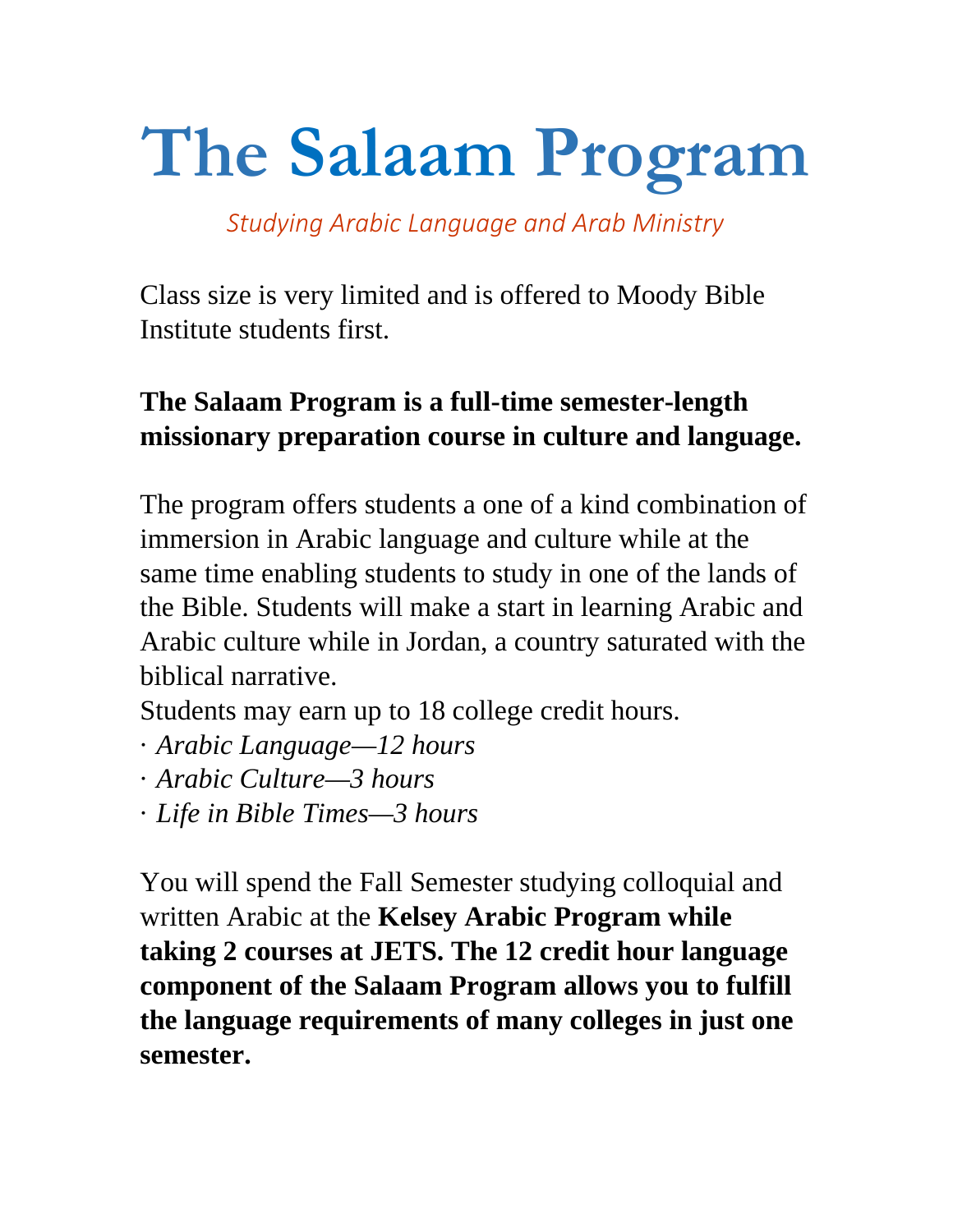# The Salaam Program

*Studying Arabic Language and Arab Ministry*

Class size is very limited and is offered to Moody Bible Institute students first.

**The Salaam Program is a full-time semester-length missionary preparation course in culture and language.**

The program offers students a one of a kind combination of immersion in Arabic language and culture while at the same time enabling students to study in one of the lands of the Bible. Students will make a start in learning Arabic and Arabic culture while in Jordan, a country saturated with the biblical narrative.

Students may earn up to 18 college credit hours.

· *Arabic Language—12 hours*
· *Arabic Culture—3 hours*
· *Life in Bible Times—3 hours*

You will spend the Fall Semester studying colloquial and written Arabic at the **Kelsey Arabic Program while taking 2 courses at JETS. The 12 credit hour language component of the Salaam Program allows you to fulfill the language requirements of many colleges in just one semester.**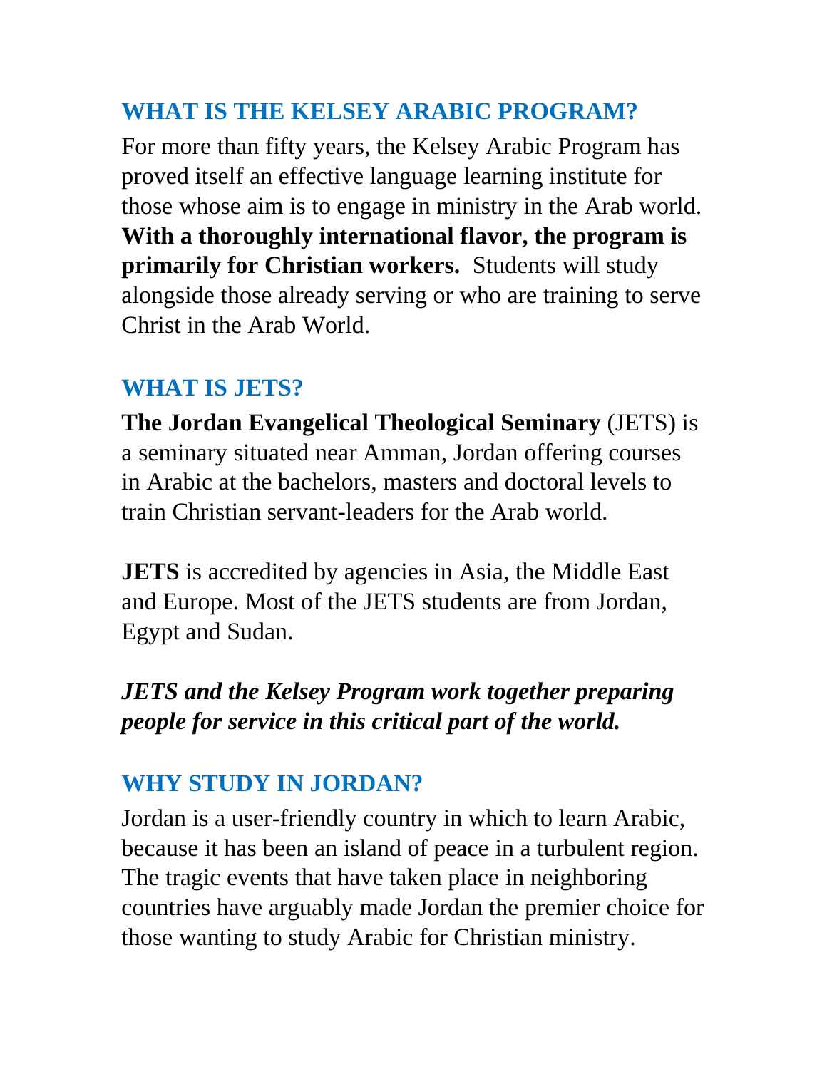## WHAT IS THE KELSEY ARABIC PROGRAM?

For more than fifty years, the Kelsey Arabic Program has proved itself an effective language learning institute for those whose aim is to engage in ministry in the Arab world. **With a thoroughly international flavor, the program is primarily for Christian workers.** Students will study alongside those already serving or who are training to serve Christ in the Arab World.

## WHAT IS JETS?

**The Jordan Evangelical Theological Seminary** (JETS) is a seminary situated near Amman, Jordan offering courses in Arabic at the bachelors, masters and doctoral levels to train Christian servant-leaders for the Arab world.

**JETS** is accredited by agencies in Asia, the Middle East and Europe. Most of the JETS students are from Jordan, Egypt and Sudan.

***JETS and the Kelsey Program work together preparing people for service in this critical part of the world.***

## WHY STUDY IN JORDAN?

Jordan is a user-friendly country in which to learn Arabic, because it has been an island of peace in a turbulent region. The tragic events that have taken place in neighboring countries have arguably made Jordan the premier choice for those wanting to study Arabic for Christian ministry.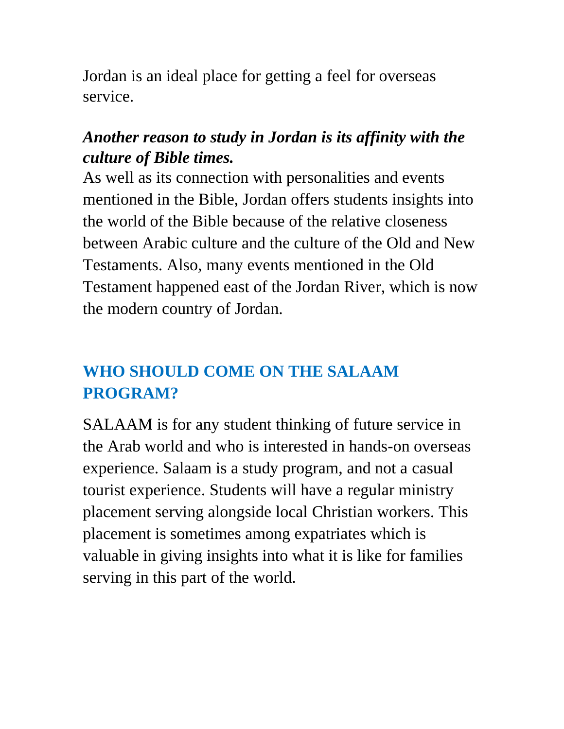Jordan is an ideal place for getting a feel for overseas service.

***Another reason to study in Jordan is its affinity with the culture of Bible times.***

As well as its connection with personalities and events mentioned in the Bible, Jordan offers students insights into the world of the Bible because of the relative closeness between Arabic culture and the culture of the Old and New Testaments. Also, many events mentioned in the Old Testament happened east of the Jordan River, which is now the modern country of Jordan.

## WHO SHOULD COME ON THE SALAAM PROGRAM?

SALAAM is for any student thinking of future service in the Arab world and who is interested in hands-on overseas experience. Salaam is a study program, and not a casual tourist experience. Students will have a regular ministry placement serving alongside local Christian workers. This placement is sometimes among expatriates which is valuable in giving insights into what it is like for families serving in this part of the world.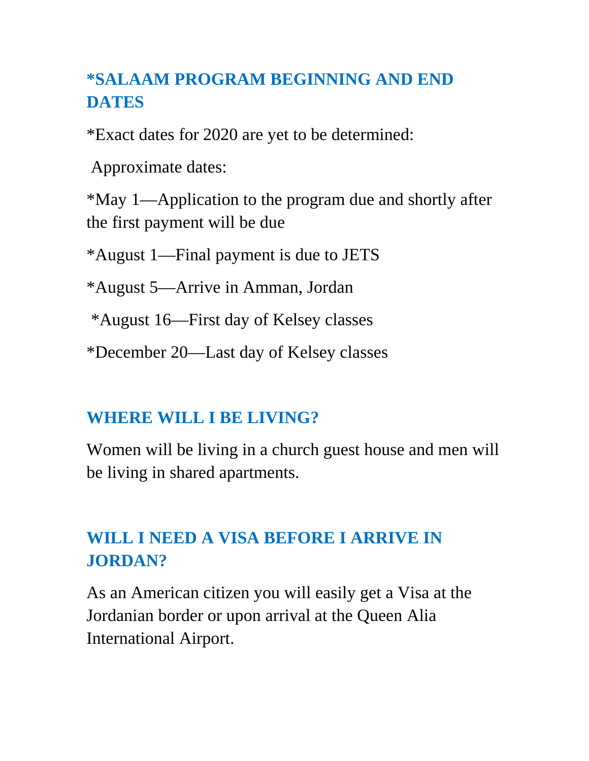## *SALAAM PROGRAM BEGINNING AND END DATES

*Exact dates for 2020 are yet to be determined:

Approximate dates:

*May 1—Application to the program due and shortly after the first payment will be due

*August 1—Final payment is due to JETS

*August 5—Arrive in Amman, Jordan

*August 16—First day of Kelsey classes

*December 20—Last day of Kelsey classes

## WHERE WILL I BE LIVING?

Women will be living in a church guest house and men will be living in shared apartments.

## WILL I NEED A VISA BEFORE I ARRIVE IN JORDAN?

As an American citizen you will easily get a Visa at the Jordanian border or upon arrival at the Queen Alia International Airport.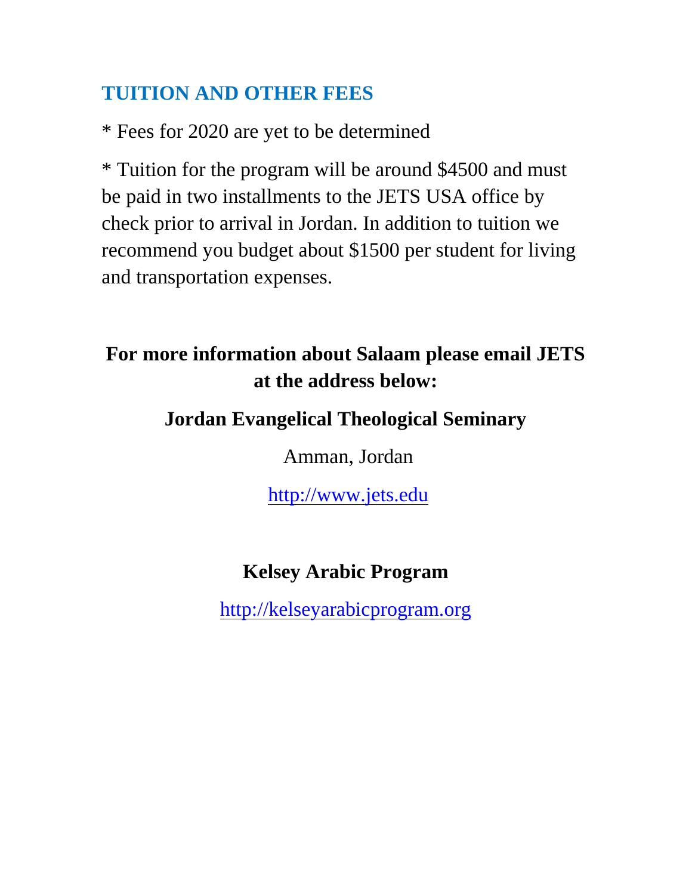## TUITION AND OTHER FEES

* Fees for 2020 are yet to be determined

* Tuition for the program will be around $4500 and must be paid in two installments to the JETS USA office by check prior to arrival in Jordan. In addition to tuition we recommend you budget about $1500 per student for living and transportation expenses.

**For more information about Salaam please email JETS at the address below:**

**Jordan Evangelical Theological Seminary**

Amman, Jordan

http://www.jets.edu

**Kelsey Arabic Program**

http://kelseyarabicprogram.org